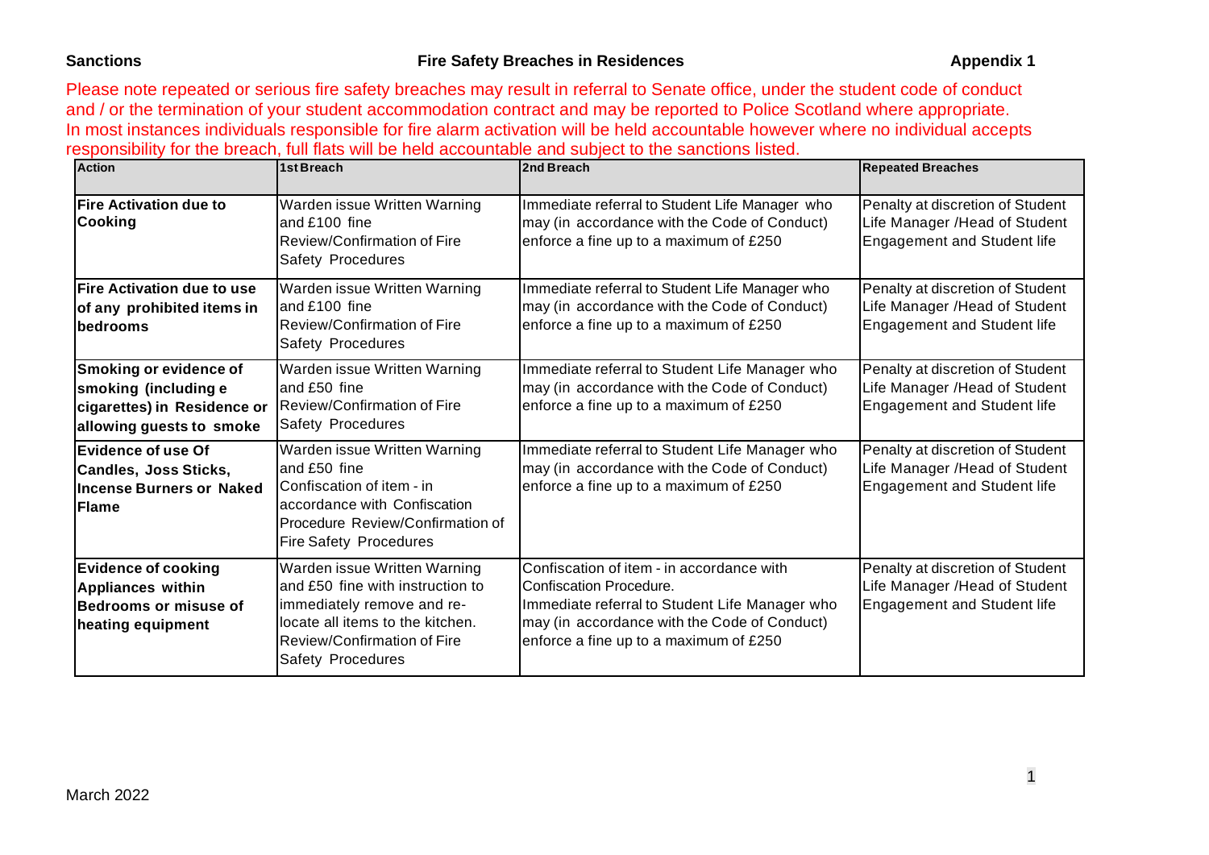**Sanctions** **Fire Safety Breaches in Residences** **Appendix 1**

Please note repeated or serious fire safety breaches may result in referral to Senate office, under the student code of conduct and / or the termination of your student accommodation contract and may be reported to Police Scotland where appropriate. In most instances individuals responsible for fire alarm activation will be held accountable however where no individual accepts responsibility for the breach, full flats will be held accountable and subject to the sanctions listed.

| Action | 1st Breach | 2nd Breach | Repeated Breaches |
|---|---|---|---|
| **Fire Activation due to Cooking** | Warden issue Written Warning and £100 fine Review/Confirmation of Fire Safety Procedures | Immediate referral to Student Life Manager who may (in accordance with the Code of Conduct) enforce a fine up to a maximum of £250 | Penalty at discretion of Student Life Manager /Head of Student Engagement and Student life |
| **Fire Activation due to use of any prohibited items in bedrooms** | Warden issue Written Warning and £100 fine Review/Confirmation of Fire Safety Procedures | Immediate referral to Student Life Manager who may (in accordance with the Code of Conduct) enforce a fine up to a maximum of £250 | Penalty at discretion of Student Life Manager /Head of Student Engagement and Student life |
| **Smoking or evidence of smoking (including e cigarettes) in Residence or allowing guests to smoke** | Warden issue Written Warning and £50 fine Review/Confirmation of Fire Safety Procedures | Immediate referral to Student Life Manager who may (in accordance with the Code of Conduct) enforce a fine up to a maximum of £250 | Penalty at discretion of Student Life Manager /Head of Student Engagement and Student life |
| **Evidence of use Of Candles, Joss Sticks, Incense Burners or Naked Flame** | Warden issue Written Warning and £50 fine Confiscation of item - in accordance with Confiscation Procedure Review/Confirmation of Fire Safety Procedures | Immediate referral to Student Life Manager who may (in accordance with the Code of Conduct) enforce a fine up to a maximum of £250 | Penalty at discretion of Student Life Manager /Head of Student Engagement and Student life |
| **Evidence of cooking Appliances within Bedrooms or misuse of heating equipment** | Warden issue Written Warning and £50 fine with instruction to immediately remove and re-locate all items to the kitchen. Review/Confirmation of Fire Safety Procedures | Confiscation of item - in accordance with Confiscation Procedure. Immediate referral to Student Life Manager who may (in accordance with the Code of Conduct) enforce a fine up to a maximum of £250 | Penalty at discretion of Student Life Manager /Head of Student Engagement and Student life |

March 2022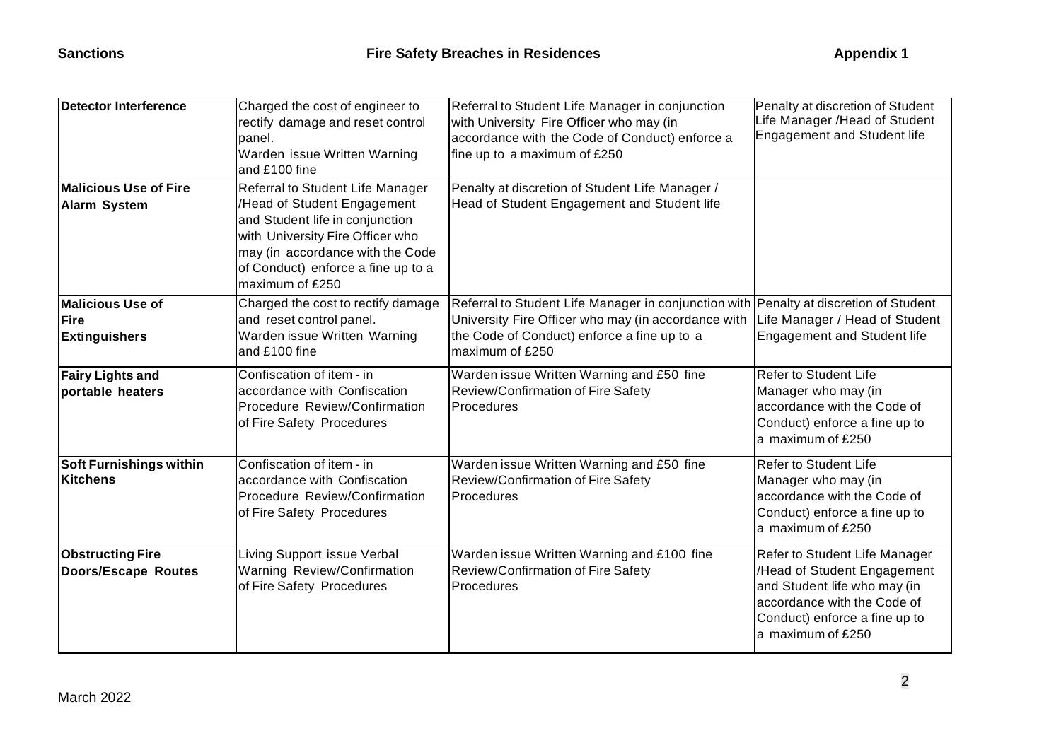| Sanctions | Fire Safety Breaches in Residences | | Appendix 1 |
|---|---|---|---|
| **Detector Interference** | Charged the cost of engineer to rectify damage and reset control panel. Warden issue Written Warning and £100 fine | Referral to Student Life Manager in conjunction with University Fire Officer who may (in accordance with the Code of Conduct) enforce a fine up to a maximum of £250 | Penalty at discretion of Student Life Manager /Head of Student Engagement and Student life |
| **Malicious Use of Fire Alarm System** | Referral to Student Life Manager /Head of Student Engagement and Student life in conjunction with University Fire Officer who may (in accordance with the Code of Conduct) enforce a fine up to a maximum of £250 | Penalty at discretion of Student Life Manager / Head of Student Engagement and Student life | |
| **Malicious Use of Fire Extinguishers** | Charged the cost to rectify damage and reset control panel. Warden issue Written Warning and £100 fine | Referral to Student Life Manager in conjunction with University Fire Officer who may (in accordance with the Code of Conduct) enforce a fine up to a maximum of £250 | Penalty at discretion of Student Life Manager / Head of Student Engagement and Student life |
| **Fairy Lights and portable heaters** | Confiscation of item - in accordance with Confiscation Procedure Review/Confirmation of Fire Safety Procedures | Warden issue Written Warning and £50 fine Review/Confirmation of Fire Safety Procedures | Refer to Student Life Manager who may (in accordance with the Code of Conduct) enforce a fine up to a maximum of £250 |
| **Soft Furnishings within Kitchens** | Confiscation of item - in accordance with Confiscation Procedure Review/Confirmation of Fire Safety Procedures | Warden issue Written Warning and £50 fine Review/Confirmation of Fire Safety Procedures | Refer to Student Life Manager who may (in accordance with the Code of Conduct) enforce a fine up to a maximum of £250 |
| **Obstructing Fire Doors/Escape Routes** | Living Support issue Verbal Warning Review/Confirmation of Fire Safety Procedures | Warden issue Written Warning and £100 fine Review/Confirmation of Fire Safety Procedures | Refer to Student Life Manager /Head of Student Engagement and Student life who may (in accordance with the Code of Conduct) enforce a fine up to a maximum of £250 |

March 2022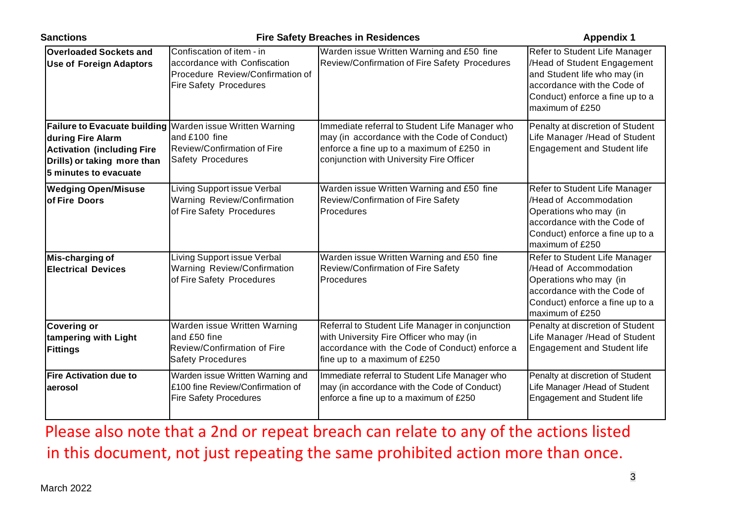**Sanctions** **Fire Safety Breaches in Residences** **Appendix 1**

| | | | |
|---|---|---|---|
| **Overloaded Sockets and Use of Foreign Adaptors** | Confiscation of item - in accordance with Confiscation Procedure Review/Confirmation of Fire Safety Procedures | Warden issue Written Warning and £50 fine Review/Confirmation of Fire Safety Procedures | Refer to Student Life Manager /Head of Student Engagement and Student life who may (in accordance with the Code of Conduct) enforce a fine up to a maximum of £250 |
| **Failure to Evacuate building during Fire Alarm Activation (including Fire Drills) or taking more than 5 minutes to evacuate** | Warden issue Written Warning and £100 fine Review/Confirmation of Fire Safety Procedures | Immediate referral to Student Life Manager who may (in accordance with the Code of Conduct) enforce a fine up to a maximum of £250 in conjunction with University Fire Officer | Penalty at discretion of Student Life Manager /Head of Student Engagement and Student life |
| **Wedging Open/Misuse of Fire Doors** | Living Support issue Verbal Warning Review/Confirmation of Fire Safety Procedures | Warden issue Written Warning and £50 fine Review/Confirmation of Fire Safety Procedures | Refer to Student Life Manager /Head of Accommodation Operations who may (in accordance with the Code of Conduct) enforce a fine up to a maximum of £250 |
| **Mis-charging of Electrical Devices** | Living Support issue Verbal Warning Review/Confirmation of Fire Safety Procedures | Warden issue Written Warning and £50 fine Review/Confirmation of Fire Safety Procedures | Refer to Student Life Manager /Head of Accommodation Operations who may (in accordance with the Code of Conduct) enforce a fine up to a maximum of £250 |
| **Covering or tampering with Light Fittings** | Warden issue Written Warning and £50 fine Review/Confirmation of Fire Safety Procedures | Referral to Student Life Manager in conjunction with University Fire Officer who may (in accordance with the Code of Conduct) enforce a fine up to a maximum of £250 | Penalty at discretion of Student Life Manager /Head of Student Engagement and Student life |
| **Fire Activation due to aerosol** | Warden issue Written Warning and £100 fine Review/Confirmation of Fire Safety Procedures | Immediate referral to Student Life Manager who may (in accordance with the Code of Conduct) enforce a fine up to a maximum of £250 | Penalty at discretion of Student Life Manager /Head of Student Engagement and Student life |

Please also note that a 2nd or repeat breach can relate to any of the actions listed in this document, not just repeating the same prohibited action more than once.

March 2022